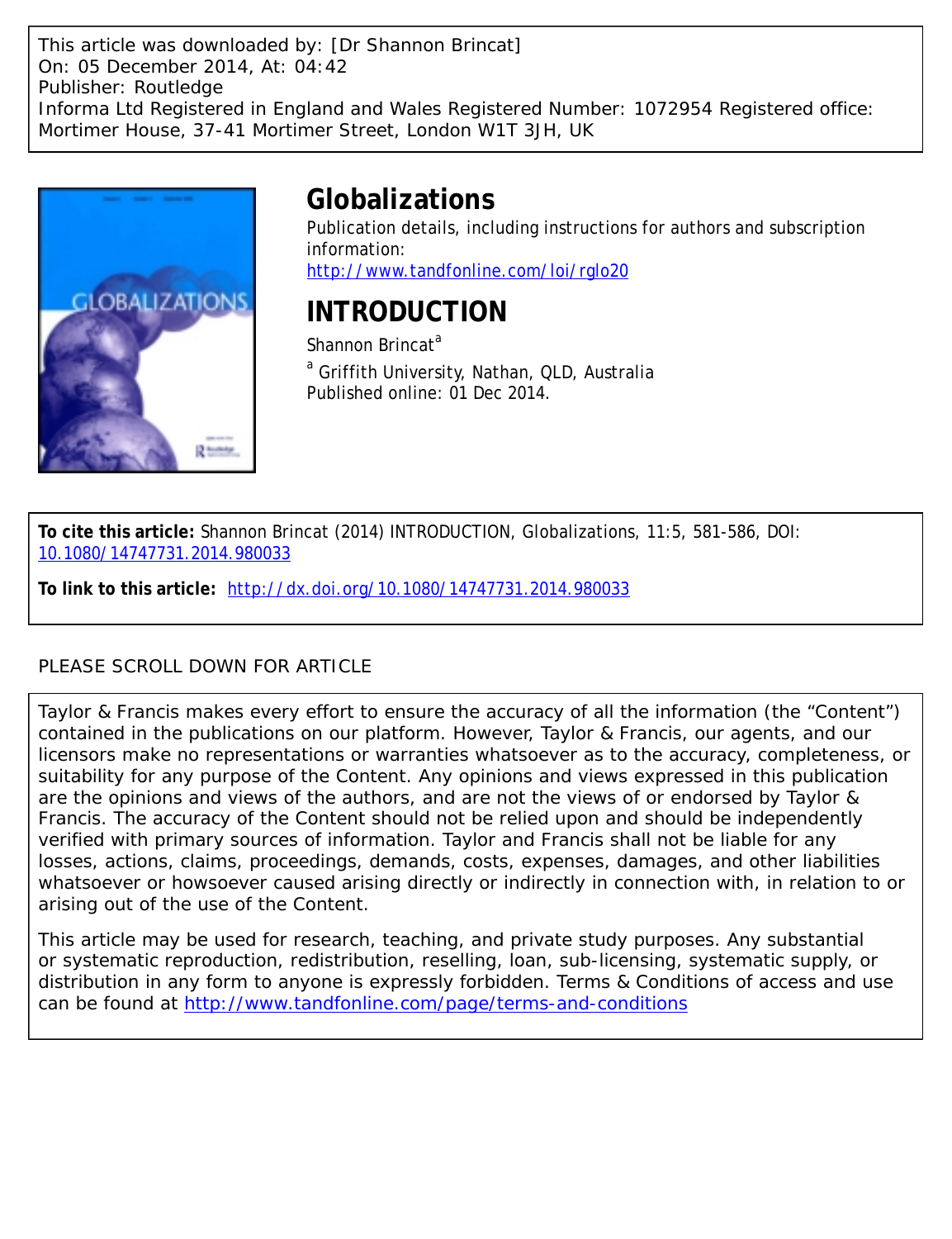This article was downloaded by: [Dr Shannon Brincat]
On: 05 December 2014, At: 04:42
Publisher: Routledge
Informa Ltd Registered in England and Wales Registered Number: 1072954 Registered office: Mortimer House, 37-41 Mortimer Street, London W1T 3JH, UK

# Globalizations

Publication details, including instructions for authors and subscription information:
http://www.tandfonline.com/loi/rglo20

# INTRODUCTION

Shannon Brincat[a]

[a] Griffith University, Nathan, QLD, Australia
Published online: 01 Dec 2014.

**To cite this article:** Shannon Brincat (2014) INTRODUCTION, Globalizations, 11:5, 581-586, DOI: 10.1080/14747731.2014.980033

**To link to this article:** http://dx.doi.org/10.1080/14747731.2014.980033

PLEASE SCROLL DOWN FOR ARTICLE

Taylor & Francis makes every effort to ensure the accuracy of all the information (the "Content") contained in the publications on our platform. However, Taylor & Francis, our agents, and our licensors make no representations or warranties whatsoever as to the accuracy, completeness, or suitability for any purpose of the Content. Any opinions and views expressed in this publication are the opinions and views of the authors, and are not the views of or endorsed by Taylor & Francis. The accuracy of the Content should not be relied upon and should be independently verified with primary sources of information. Taylor and Francis shall not be liable for any losses, actions, claims, proceedings, demands, costs, expenses, damages, and other liabilities whatsoever or howsoever caused arising directly or indirectly in connection with, in relation to or arising out of the use of the Content.

This article may be used for research, teaching, and private study purposes. Any substantial or systematic reproduction, redistribution, reselling, loan, sub-licensing, systematic supply, or distribution in any form to anyone is expressly forbidden. Terms & Conditions of access and use can be found at http://www.tandfonline.com/page/terms-and-conditions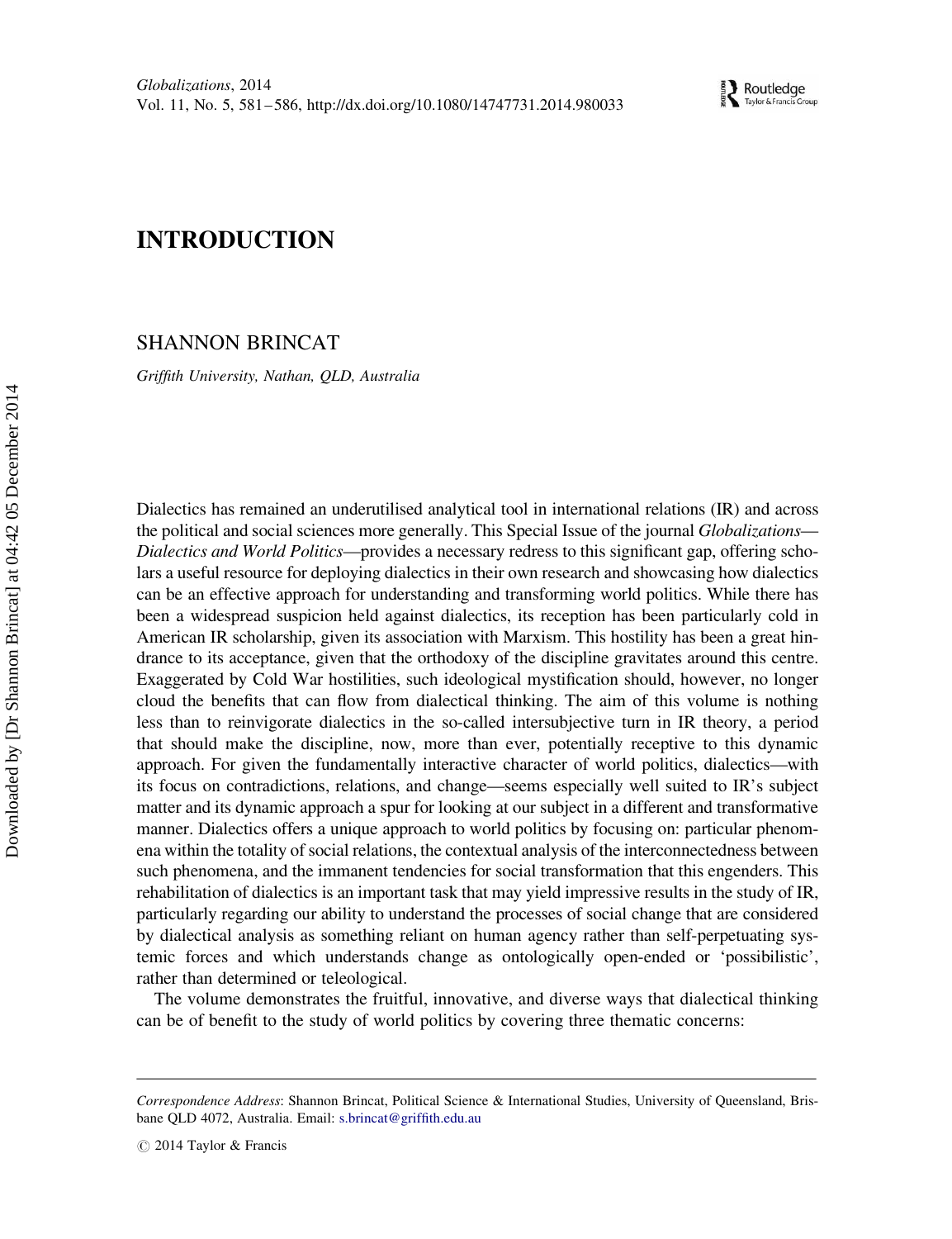# INTRODUCTION

## SHANNON BRINCAT

*Griffith University, Nathan, QLD, Australia*

Dialectics has remained an underutilised analytical tool in international relations (IR) and across the political and social sciences more generally. This Special Issue of the journal *Globalizations*—*Dialectics and World Politics*—provides a necessary redress to this significant gap, offering scholars a useful resource for deploying dialectics in their own research and showcasing how dialectics can be an effective approach for understanding and transforming world politics. While there has been a widespread suspicion held against dialectics, its reception has been particularly cold in American IR scholarship, given its association with Marxism. This hostility has been a great hindrance to its acceptance, given that the orthodoxy of the discipline gravitates around this centre. Exaggerated by Cold War hostilities, such ideological mystification should, however, no longer cloud the benefits that can flow from dialectical thinking. The aim of this volume is nothing less than to reinvigorate dialectics in the so-called intersubjective turn in IR theory, a period that should make the discipline, now, more than ever, potentially receptive to this dynamic approach. For given the fundamentally interactive character of world politics, dialectics—with its focus on contradictions, relations, and change—seems especially well suited to IR's subject matter and its dynamic approach a spur for looking at our subject in a different and transformative manner. Dialectics offers a unique approach to world politics by focusing on: particular phenomena within the totality of social relations, the contextual analysis of the interconnectedness between such phenomena, and the immanent tendencies for social transformation that this engenders. This rehabilitation of dialectics is an important task that may yield impressive results in the study of IR, particularly regarding our ability to understand the processes of social change that are considered by dialectical analysis as something reliant on human agency rather than self-perpetuating systemic forces and which understands change as ontologically open-ended or 'possibilistic', rather than determined or teleological.

The volume demonstrates the fruitful, innovative, and diverse ways that dialectical thinking can be of benefit to the study of world politics by covering three thematic concerns:

---

*Correspondence Address*: Shannon Brincat, Political Science & International Studies, University of Queensland, Brisbane QLD 4072, Australia. Email: s.brincat@griffith.edu.au

© 2014 Taylor & Francis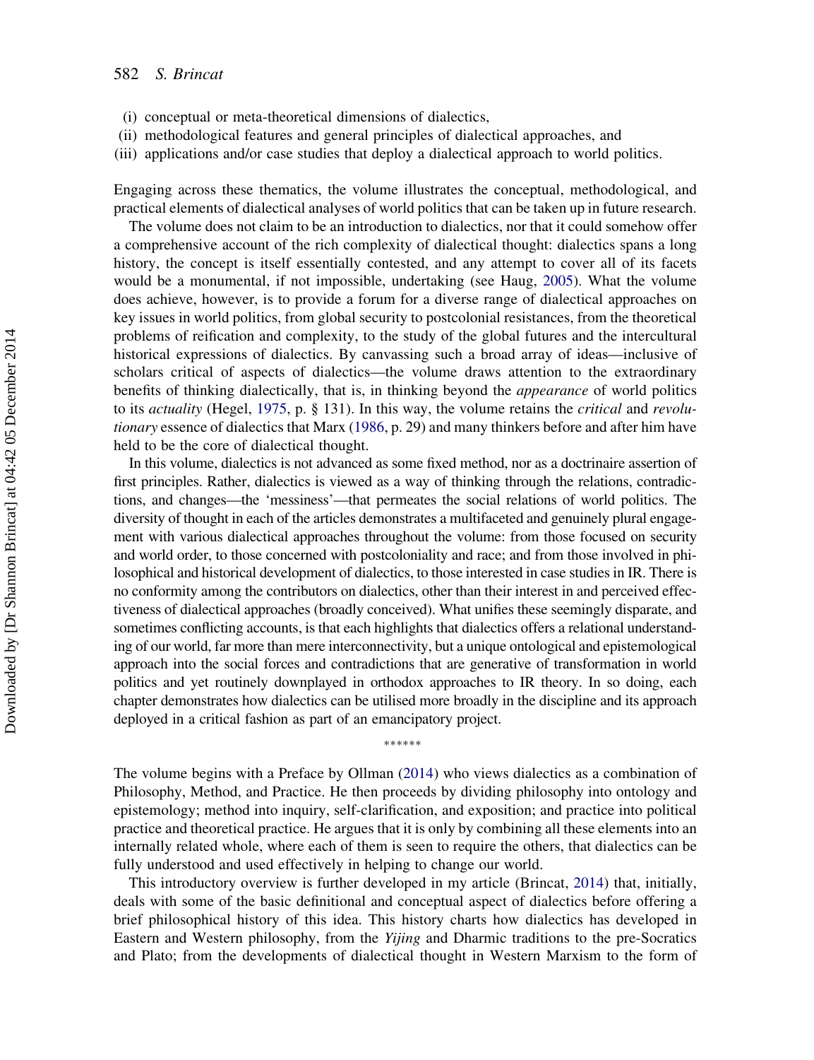(i) conceptual or meta-theoretical dimensions of dialectics,
(ii) methodological features and general principles of dialectical approaches, and
(iii) applications and/or case studies that deploy a dialectical approach to world politics.

Engaging across these thematics, the volume illustrates the conceptual, methodological, and practical elements of dialectical analyses of world politics that can be taken up in future research.

The volume does not claim to be an introduction to dialectics, nor that it could somehow offer a comprehensive account of the rich complexity of dialectical thought: dialectics spans a long history, the concept is itself essentially contested, and any attempt to cover all of its facets would be a monumental, if not impossible, undertaking (see Haug, 2005). What the volume does achieve, however, is to provide a forum for a diverse range of dialectical approaches on key issues in world politics, from global security to postcolonial resistances, from the theoretical problems of reification and complexity, to the study of the global futures and the intercultural historical expressions of dialectics. By canvassing such a broad array of ideas—inclusive of scholars critical of aspects of dialectics—the volume draws attention to the extraordinary benefits of thinking dialectically, that is, in thinking beyond the *appearance* of world politics to its *actuality* (Hegel, 1975, p. § 131). In this way, the volume retains the *critical* and *revolutionary* essence of dialectics that Marx (1986, p. 29) and many thinkers before and after him have held to be the core of dialectical thought.

In this volume, dialectics is not advanced as some fixed method, nor as a doctrinaire assertion of first principles. Rather, dialectics is viewed as a way of thinking through the relations, contradictions, and changes—the 'messiness'—that permeates the social relations of world politics. The diversity of thought in each of the articles demonstrates a multifaceted and genuinely plural engagement with various dialectical approaches throughout the volume: from those focused on security and world order, to those concerned with postcoloniality and race; and from those involved in philosophical and historical development of dialectics, to those interested in case studies in IR. There is no conformity among the contributors on dialectics, other than their interest in and perceived effectiveness of dialectical approaches (broadly conceived). What unifies these seemingly disparate, and sometimes conflicting accounts, is that each highlights that dialectics offers a relational understanding of our world, far more than mere interconnectivity, but a unique ontological and epistemological approach into the social forces and contradictions that are generative of transformation in world politics and yet routinely downplayed in orthodox approaches to IR theory. In so doing, each chapter demonstrates how dialectics can be utilised more broadly in the discipline and its approach deployed in a critical fashion as part of an emancipatory project.

\*\*\*\*\*\*

The volume begins with a Preface by Ollman (2014) who views dialectics as a combination of Philosophy, Method, and Practice. He then proceeds by dividing philosophy into ontology and epistemology; method into inquiry, self-clarification, and exposition; and practice into political practice and theoretical practice. He argues that it is only by combining all these elements into an internally related whole, where each of them is seen to require the others, that dialectics can be fully understood and used effectively in helping to change our world.

This introductory overview is further developed in my article (Brincat, 2014) that, initially, deals with some of the basic definitional and conceptual aspect of dialectics before offering a brief philosophical history of this idea. This history charts how dialectics has developed in Eastern and Western philosophy, from the *Yijing* and Dharmic traditions to the pre-Socratics and Plato; from the developments of dialectical thought in Western Marxism to the form of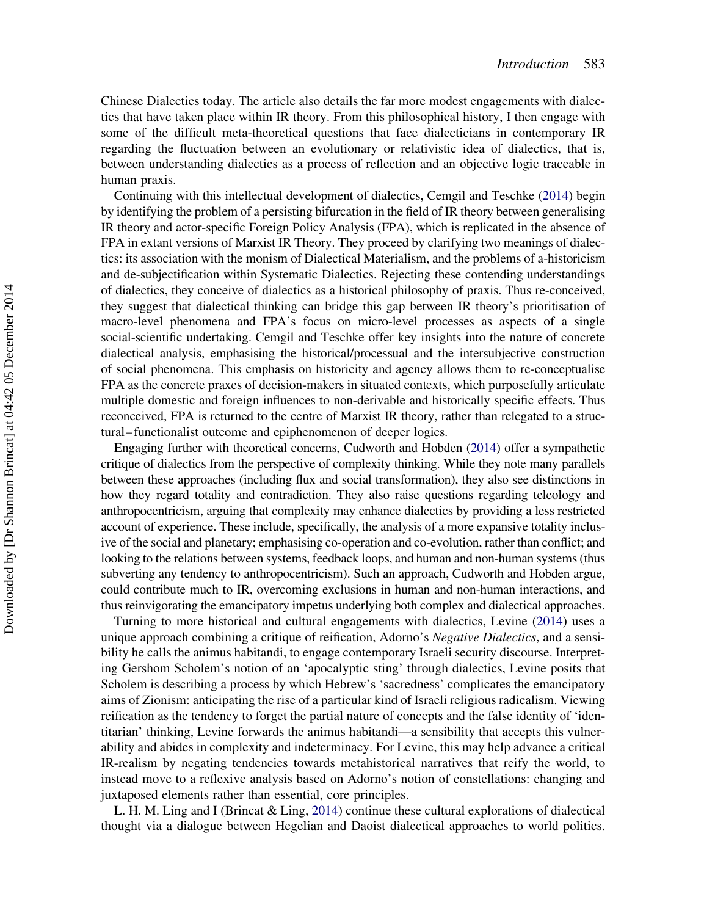Chinese Dialectics today. The article also details the far more modest engagements with dialectics that have taken place within IR theory. From this philosophical history, I then engage with some of the difficult meta-theoretical questions that face dialecticians in contemporary IR regarding the fluctuation between an evolutionary or relativistic idea of dialectics, that is, between understanding dialectics as a process of reflection and an objective logic traceable in human praxis.

Continuing with this intellectual development of dialectics, Cemgil and Teschke (2014) begin by identifying the problem of a persisting bifurcation in the field of IR theory between generalising IR theory and actor-specific Foreign Policy Analysis (FPA), which is replicated in the absence of FPA in extant versions of Marxist IR Theory. They proceed by clarifying two meanings of dialectics: its association with the monism of Dialectical Materialism, and the problems of a-historicism and de-subjectification within Systematic Dialectics. Rejecting these contending understandings of dialectics, they conceive of dialectics as a historical philosophy of praxis. Thus re-conceived, they suggest that dialectical thinking can bridge this gap between IR theory's prioritisation of macro-level phenomena and FPA's focus on micro-level processes as aspects of a single social-scientific undertaking. Cemgil and Teschke offer key insights into the nature of concrete dialectical analysis, emphasising the historical/processual and the intersubjective construction of social phenomena. This emphasis on historicity and agency allows them to re-conceptualise FPA as the concrete praxes of decision-makers in situated contexts, which purposefully articulate multiple domestic and foreign influences to non-derivable and historically specific effects. Thus reconceived, FPA is returned to the centre of Marxist IR theory, rather than relegated to a structural–functionalist outcome and epiphenomenon of deeper logics.

Engaging further with theoretical concerns, Cudworth and Hobden (2014) offer a sympathetic critique of dialectics from the perspective of complexity thinking. While they note many parallels between these approaches (including flux and social transformation), they also see distinctions in how they regard totality and contradiction. They also raise questions regarding teleology and anthropocentricism, arguing that complexity may enhance dialectics by providing a less restricted account of experience. These include, specifically, the analysis of a more expansive totality inclusive of the social and planetary; emphasising co-operation and co-evolution, rather than conflict; and looking to the relations between systems, feedback loops, and human and non-human systems (thus subverting any tendency to anthropocentricism). Such an approach, Cudworth and Hobden argue, could contribute much to IR, overcoming exclusions in human and non-human interactions, and thus reinvigorating the emancipatory impetus underlying both complex and dialectical approaches.

Turning to more historical and cultural engagements with dialectics, Levine (2014) uses a unique approach combining a critique of reification, Adorno's *Negative Dialectics*, and a sensibility he calls the animus habitandi, to engage contemporary Israeli security discourse. Interpreting Gershom Scholem's notion of an 'apocalyptic sting' through dialectics, Levine posits that Scholem is describing a process by which Hebrew's 'sacredness' complicates the emancipatory aims of Zionism: anticipating the rise of a particular kind of Israeli religious radicalism. Viewing reification as the tendency to forget the partial nature of concepts and the false identity of 'identitarian' thinking, Levine forwards the animus habitandi—a sensibility that accepts this vulnerability and abides in complexity and indeterminacy. For Levine, this may help advance a critical IR-realism by negating tendencies towards metahistorical narratives that reify the world, to instead move to a reflexive analysis based on Adorno's notion of constellations: changing and juxtaposed elements rather than essential, core principles.

L. H. M. Ling and I (Brincat & Ling, 2014) continue these cultural explorations of dialectical thought via a dialogue between Hegelian and Daoist dialectical approaches to world politics.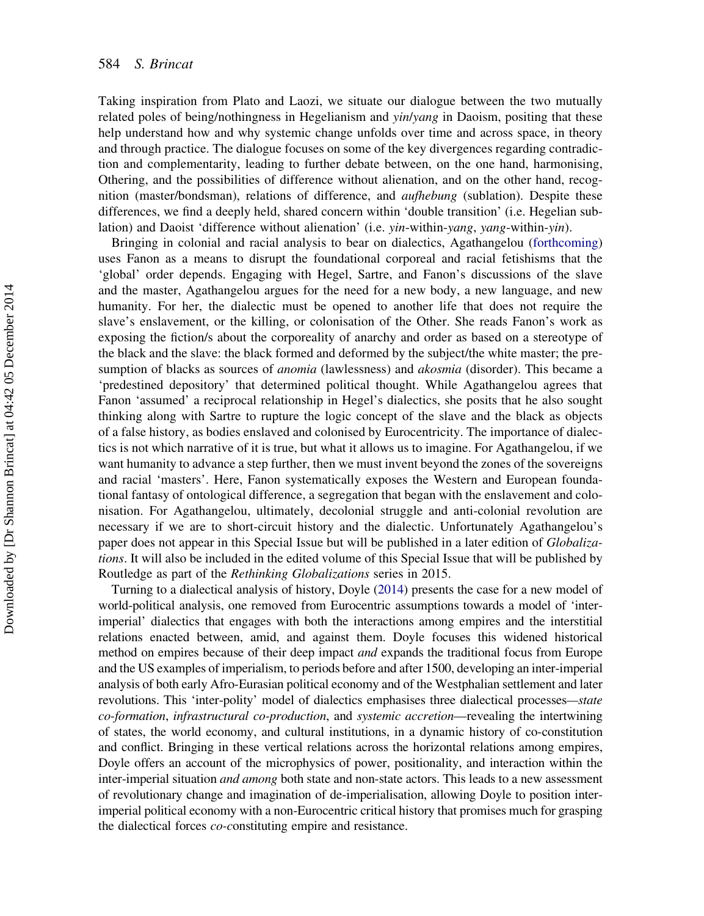Taking inspiration from Plato and Laozi, we situate our dialogue between the two mutually related poles of being/nothingness in Hegelianism and *yin*/*yang* in Daoism, positing that these help understand how and why systemic change unfolds over time and across space, in theory and through practice. The dialogue focuses on some of the key divergences regarding contradiction and complementarity, leading to further debate between, on the one hand, harmonising, Othering, and the possibilities of difference without alienation, and on the other hand, recognition (master/bondsman), relations of difference, and *aufhebung* (sublation). Despite these differences, we find a deeply held, shared concern within 'double transition' (i.e. Hegelian sublation) and Daoist 'difference without alienation' (i.e. *yin*-within-*yang*, *yang*-within-*yin*).

Bringing in colonial and racial analysis to bear on dialectics, Agathangelou (forthcoming) uses Fanon as a means to disrupt the foundational corporeal and racial fetishisms that the 'global' order depends. Engaging with Hegel, Sartre, and Fanon's discussions of the slave and the master, Agathangelou argues for the need for a new body, a new language, and new humanity. For her, the dialectic must be opened to another life that does not require the slave's enslavement, or the killing, or colonisation of the Other. She reads Fanon's work as exposing the fiction/s about the corporeality of anarchy and order as based on a stereotype of the black and the slave: the black formed and deformed by the subject/the white master; the presumption of blacks as sources of *anomia* (lawlessness) and *akosmia* (disorder). This became a 'predestined depository' that determined political thought. While Agathangelou agrees that Fanon 'assumed' a reciprocal relationship in Hegel's dialectics, she posits that he also sought thinking along with Sartre to rupture the logic concept of the slave and the black as objects of a false history, as bodies enslaved and colonised by Eurocentricity. The importance of dialectics is not which narrative of it is true, but what it allows us to imagine. For Agathangelou, if we want humanity to advance a step further, then we must invent beyond the zones of the sovereigns and racial 'masters'. Here, Fanon systematically exposes the Western and European foundational fantasy of ontological difference, a segregation that began with the enslavement and colonisation. For Agathangelou, ultimately, decolonial struggle and anti-colonial revolution are necessary if we are to short-circuit history and the dialectic. Unfortunately Agathangelou's paper does not appear in this Special Issue but will be published in a later edition of *Globalizations*. It will also be included in the edited volume of this Special Issue that will be published by Routledge as part of the *Rethinking Globalizations* series in 2015.

Turning to a dialectical analysis of history, Doyle (2014) presents the case for a new model of world-political analysis, one removed from Eurocentric assumptions towards a model of 'inter-imperial' dialectics that engages with both the interactions among empires and the interstitial relations enacted between, amid, and against them. Doyle focuses this widened historical method on empires because of their deep impact *and* expands the traditional focus from Europe and the US examples of imperialism, to periods before and after 1500, developing an inter-imperial analysis of both early Afro-Eurasian political economy and of the Westphalian settlement and later revolutions. This 'inter-polity' model of dialectics emphasises three dialectical processes—*state co-formation*, *infrastructural co-production*, and *systemic accretion*—revealing the intertwining of states, the world economy, and cultural institutions, in a dynamic history of co-constitution and conflict. Bringing in these vertical relations across the horizontal relations among empires, Doyle offers an account of the microphysics of power, positionality, and interaction within the inter-imperial situation *and among* both state and non-state actors. This leads to a new assessment of revolutionary change and imagination of de-imperialisation, allowing Doyle to position inter-imperial political economy with a non-Eurocentric critical history that promises much for grasping the dialectical forces *co-*constituting empire and resistance.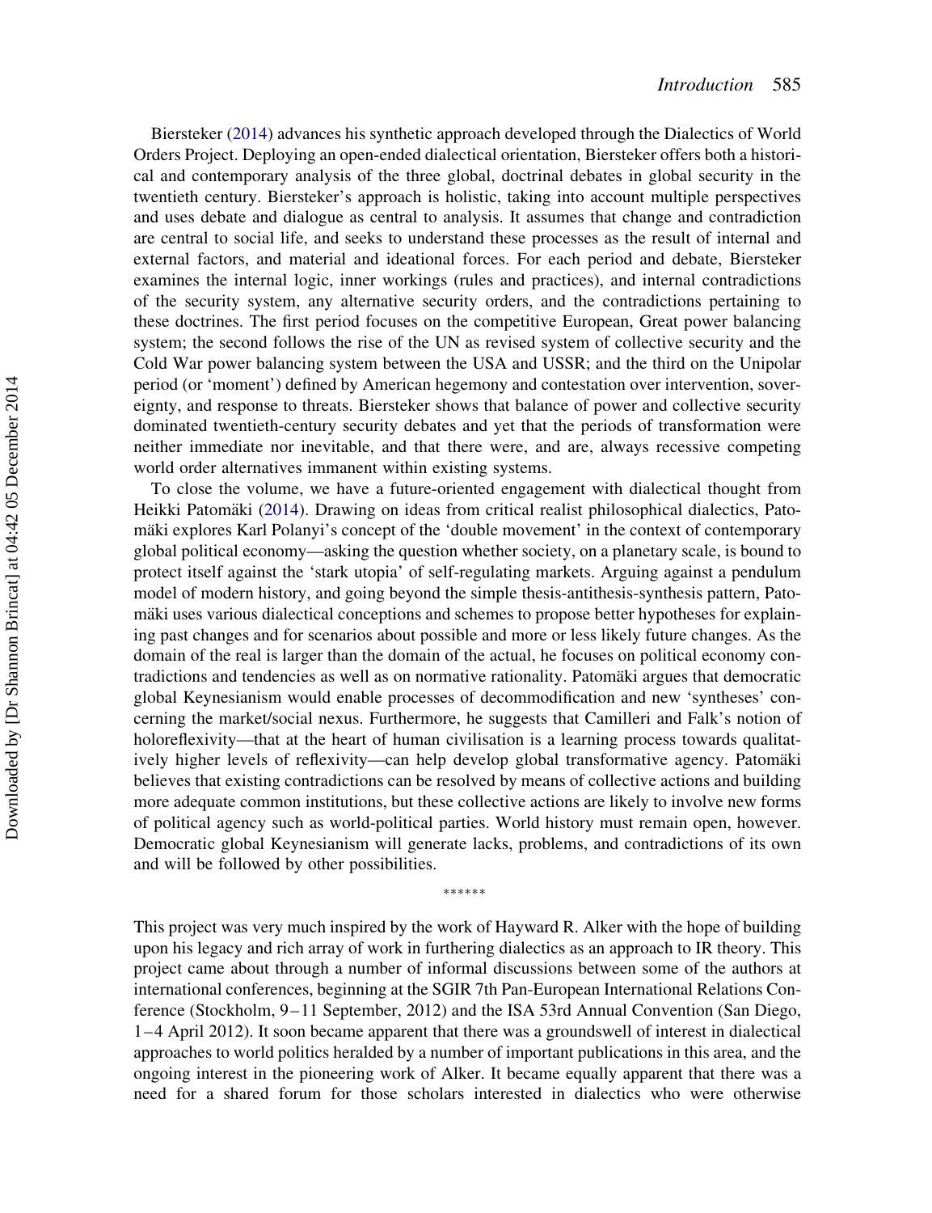Biersteker (2014) advances his synthetic approach developed through the Dialectics of World Orders Project. Deploying an open-ended dialectical orientation, Biersteker offers both a historical and contemporary analysis of the three global, doctrinal debates in global security in the twentieth century. Biersteker's approach is holistic, taking into account multiple perspectives and uses debate and dialogue as central to analysis. It assumes that change and contradiction are central to social life, and seeks to understand these processes as the result of internal and external factors, and material and ideational forces. For each period and debate, Biersteker examines the internal logic, inner workings (rules and practices), and internal contradictions of the security system, any alternative security orders, and the contradictions pertaining to these doctrines. The first period focuses on the competitive European, Great power balancing system; the second follows the rise of the UN as revised system of collective security and the Cold War power balancing system between the USA and USSR; and the third on the Unipolar period (or 'moment') defined by American hegemony and contestation over intervention, sovereignty, and response to threats. Biersteker shows that balance of power and collective security dominated twentieth-century security debates and yet that the periods of transformation were neither immediate nor inevitable, and that there were, and are, always recessive competing world order alternatives immanent within existing systems.

To close the volume, we have a future-oriented engagement with dialectical thought from Heikki Patomäki (2014). Drawing on ideas from critical realist philosophical dialectics, Patomäki explores Karl Polanyi's concept of the 'double movement' in the context of contemporary global political economy—asking the question whether society, on a planetary scale, is bound to protect itself against the 'stark utopia' of self-regulating markets. Arguing against a pendulum model of modern history, and going beyond the simple thesis-antithesis-synthesis pattern, Patomäki uses various dialectical conceptions and schemes to propose better hypotheses for explaining past changes and for scenarios about possible and more or less likely future changes. As the domain of the real is larger than the domain of the actual, he focuses on political economy contradictions and tendencies as well as on normative rationality. Patomäki argues that democratic global Keynesianism would enable processes of decommodification and new 'syntheses' concerning the market/social nexus. Furthermore, he suggests that Camilleri and Falk's notion of holoreflexivity—that at the heart of human civilisation is a learning process towards qualitatively higher levels of reflexivity—can help develop global transformative agency. Patomäki believes that existing contradictions can be resolved by means of collective actions and building more adequate common institutions, but these collective actions are likely to involve new forms of political agency such as world-political parties. World history must remain open, however. Democratic global Keynesianism will generate lacks, problems, and contradictions of its own and will be followed by other possibilities.

******

This project was very much inspired by the work of Hayward R. Alker with the hope of building upon his legacy and rich array of work in furthering dialectics as an approach to IR theory. This project came about through a number of informal discussions between some of the authors at international conferences, beginning at the SGIR 7th Pan-European International Relations Conference (Stockholm, 9–11 September, 2012) and the ISA 53rd Annual Convention (San Diego, 1–4 April 2012). It soon became apparent that there was a groundswell of interest in dialectical approaches to world politics heralded by a number of important publications in this area, and the ongoing interest in the pioneering work of Alker. It became equally apparent that there was a need for a shared forum for those scholars interested in dialectics who were otherwise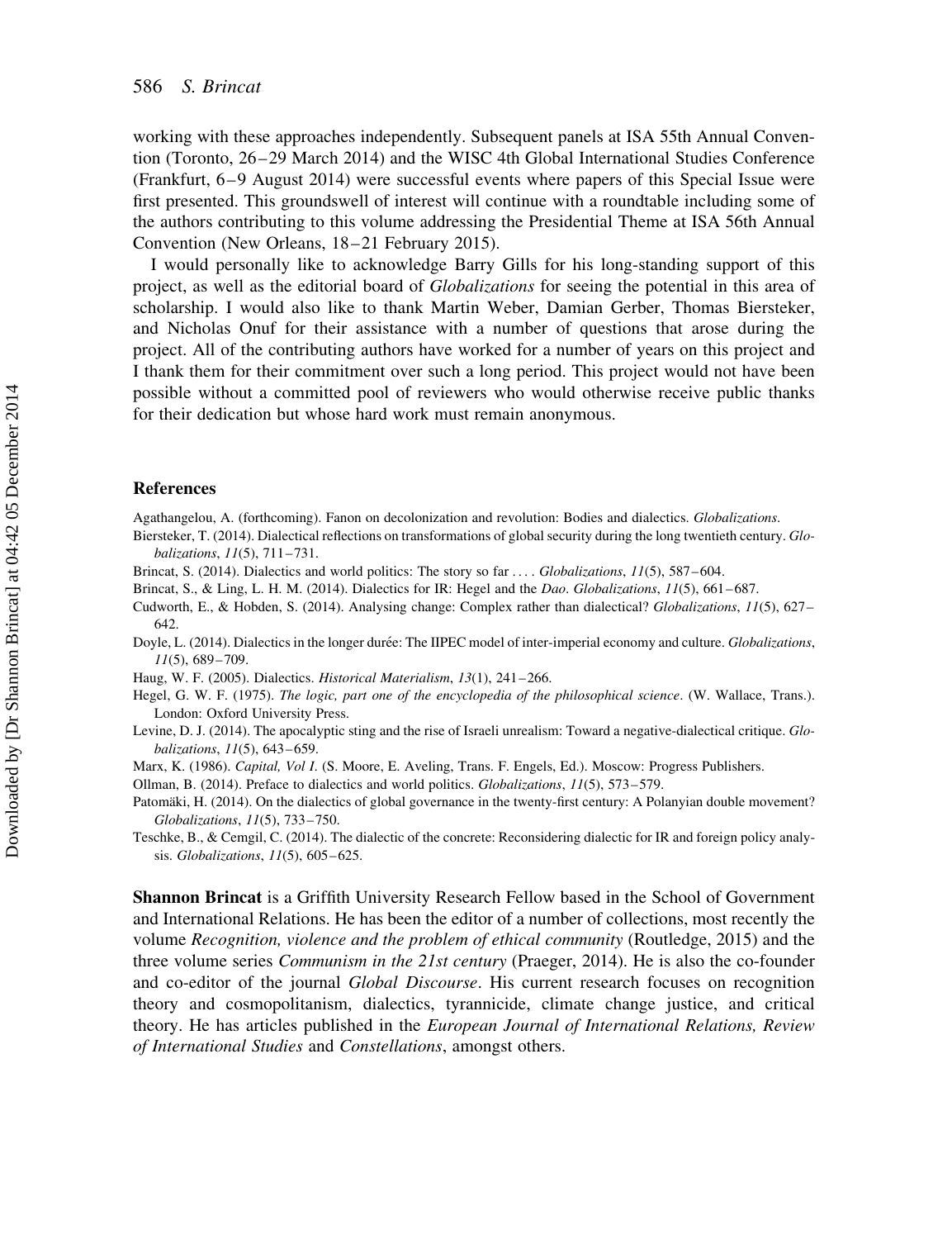working with these approaches independently. Subsequent panels at ISA 55th Annual Convention (Toronto, 26–29 March 2014) and the WISC 4th Global International Studies Conference (Frankfurt, 6–9 August 2014) were successful events where papers of this Special Issue were first presented. This groundswell of interest will continue with a roundtable including some of the authors contributing to this volume addressing the Presidential Theme at ISA 56th Annual Convention (New Orleans, 18–21 February 2015).

I would personally like to acknowledge Barry Gills for his long-standing support of this project, as well as the editorial board of *Globalizations* for seeing the potential in this area of scholarship. I would also like to thank Martin Weber, Damian Gerber, Thomas Biersteker, and Nicholas Onuf for their assistance with a number of questions that arose during the project. All of the contributing authors have worked for a number of years on this project and I thank them for their commitment over such a long period. This project would not have been possible without a committed pool of reviewers who would otherwise receive public thanks for their dedication but whose hard work must remain anonymous.

## References

Agathangelou, A. (forthcoming). Fanon on decolonization and revolution: Bodies and dialectics. *Globalizations*.

Biersteker, T. (2014). Dialectical reflections on transformations of global security during the long twentieth century. *Globalizations*, *11*(5), 711–731.

Brincat, S. (2014). Dialectics and world politics: The story so far . . . . *Globalizations*, *11*(5), 587–604.

Brincat, S., & Ling, L. H. M. (2014). Dialectics for IR: Hegel and the *Dao*. *Globalizations*, *11*(5), 661–687.

Cudworth, E., & Hobden, S. (2014). Analysing change: Complex rather than dialectical? *Globalizations*, *11*(5), 627–642.

Doyle, L. (2014). Dialectics in the longer durée: The IIPEC model of inter-imperial economy and culture. *Globalizations*, *11*(5), 689–709.

Haug, W. F. (2005). Dialectics. *Historical Materialism*, *13*(1), 241–266.

Hegel, G. W. F. (1975). *The logic, part one of the encyclopedia of the philosophical science*. (W. Wallace, Trans.). London: Oxford University Press.

Levine, D. J. (2014). The apocalyptic sting and the rise of Israeli unrealism: Toward a negative-dialectical critique. *Globalizations*, *11*(5), 643–659.

Marx, K. (1986). *Capital, Vol I*. (S. Moore, E. Aveling, Trans. F. Engels, Ed.). Moscow: Progress Publishers.

Ollman, B. (2014). Preface to dialectics and world politics. *Globalizations*, *11*(5), 573–579.

Patomäki, H. (2014). On the dialectics of global governance in the twenty-first century: A Polanyian double movement? *Globalizations*, *11*(5), 733–750.

Teschke, B., & Cemgil, C. (2014). The dialectic of the concrete: Reconsidering dialectic for IR and foreign policy analysis. *Globalizations*, *11*(5), 605–625.

**Shannon Brincat** is a Griffith University Research Fellow based in the School of Government and International Relations. He has been the editor of a number of collections, most recently the volume *Recognition, violence and the problem of ethical community* (Routledge, 2015) and the three volume series *Communism in the 21st century* (Praeger, 2014). He is also the co-founder and co-editor of the journal *Global Discourse*. His current research focuses on recognition theory and cosmopolitanism, dialectics, tyrannicide, climate change justice, and critical theory. He has articles published in the *European Journal of International Relations, Review of International Studies* and *Constellations*, amongst others.